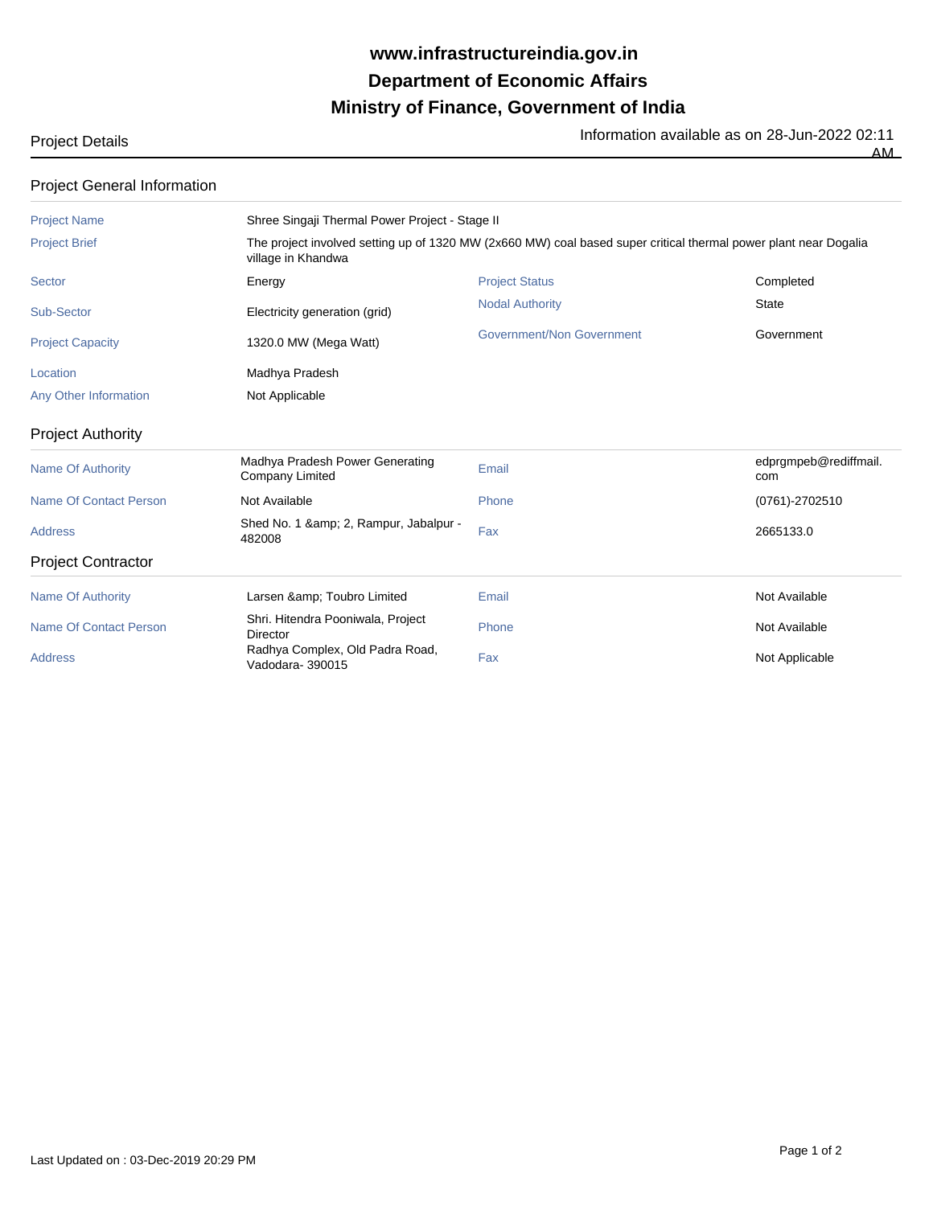# www.infrastructureindia.gov.in
# Department of Economic Affairs
# Ministry of Finance, Government of India

Project Details

Information available as on 28-Jun-2022 02:11 AM

## Project General Information

| | | | |
|---|---|---|---|
| Project Name | Shree Singaji Thermal Power Project - Stage II | | |
| Project Brief | The project involved setting up of 1320 MW (2x660 MW) coal based super critical thermal power plant near Dogalia village in Khandwa | | |
| Sector | Energy | Project Status | Completed |
| Sub-Sector | Electricity generation (grid) | Nodal Authority | State |
| Project Capacity | 1320.0 MW (Mega Watt) | Government/Non Government | Government |
| Location | Madhya Pradesh | | |
| Any Other Information | Not Applicable | | |

## Project Authority

| | | | |
|---|---|---|---|
| Name Of Authority | Madhya Pradesh Power Generating Company Limited | Email | edprgmpeb@rediffmail.com |
| Name Of Contact Person | Not Available | Phone | (0761)-2702510 |
| Address | Shed No. 1 &amp; 2, Rampur, Jabalpur - 482008 | Fax | 2665133.0 |

## Project Contractor

| | | | |
|---|---|---|---|
| Name Of Authority | Larsen &amp; Toubro Limited | Email | Not Available |
| Name Of Contact Person | Shri. Hitendra Pooniwala, Project Director | Phone | Not Available |
| Address | Radhya Complex, Old Padra Road, Vadodara- 390015 | Fax | Not Applicable |

Last Updated on : 03-Dec-2019 20:29 PM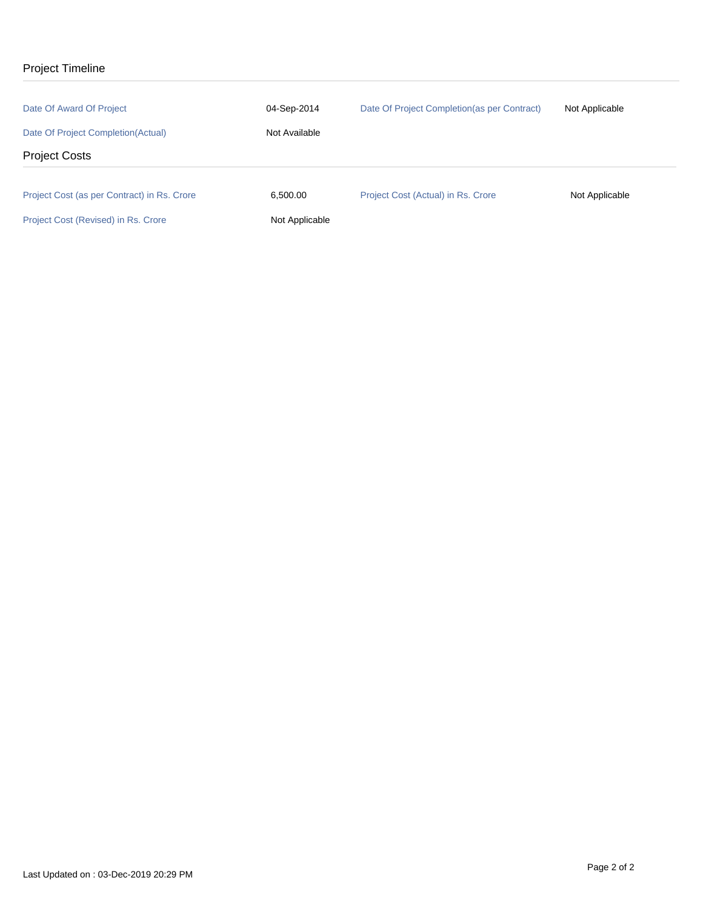## Project Timeline

| | | | |
|---|---|---|---|
| Date Of Award Of Project | 04-Sep-2014 | Date Of Project Completion(as per Contract) | Not Applicable |
| Date Of Project Completion(Actual) | Not Available | | |

## Project Costs

| | | | |
|---|---|---|---|
| Project Cost (as per Contract) in Rs. Crore | 6,500.00 | Project Cost (Actual) in Rs. Crore | Not Applicable |
| Project Cost (Revised) in Rs. Crore | Not Applicable | | |

Last Updated on : 03-Dec-2019 20:29 PM